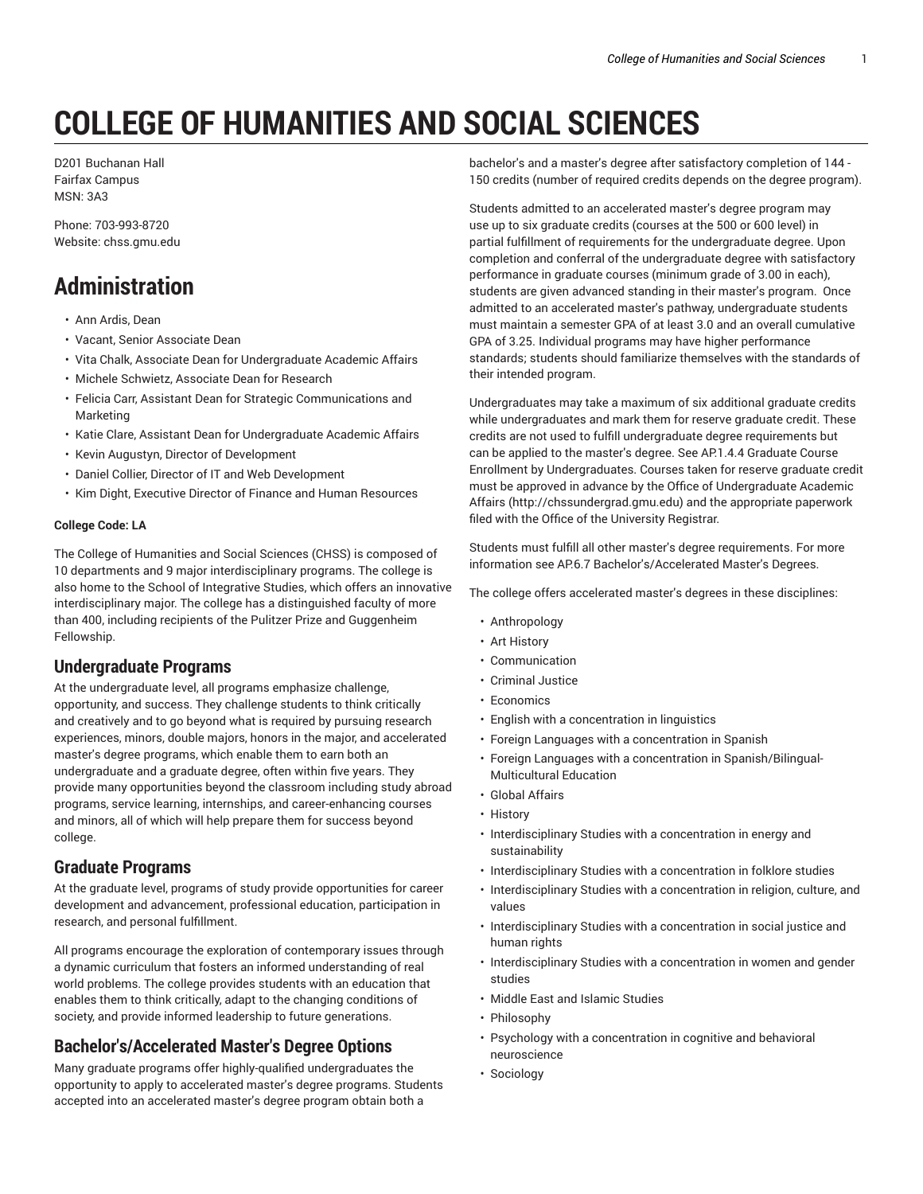# COLLEGE OF HUMANITIES AND SOCIAL SCIENCES

D201 Buchanan Hall
Fairfax Campus
MSN: 3A3

Phone: 703-993-8720
Website: chss.gmu.edu

## Administration

- Ann Ardis, Dean
- Vacant, Senior Associate Dean
- Vita Chalk, Associate Dean for Undergraduate Academic Affairs
- Michele Schwietz, Associate Dean for Research
- Felicia Carr, Assistant Dean for Strategic Communications and Marketing
- Katie Clare, Assistant Dean for Undergraduate Academic Affairs
- Kevin Augustyn, Director of Development
- Daniel Collier, Director of IT and Web Development
- Kim Dight, Executive Director of Finance and Human Resources

**College Code: LA**

The College of Humanities and Social Sciences (CHSS) is composed of 10 departments and 9 major interdisciplinary programs. The college is also home to the School of Integrative Studies, which offers an innovative interdisciplinary major. The college has a distinguished faculty of more than 400, including recipients of the Pulitzer Prize and Guggenheim Fellowship.

### Undergraduate Programs

At the undergraduate level, all programs emphasize challenge, opportunity, and success. They challenge students to think critically and creatively and to go beyond what is required by pursuing research experiences, minors, double majors, honors in the major, and accelerated master's degree programs, which enable them to earn both an undergraduate and a graduate degree, often within five years. They provide many opportunities beyond the classroom including study abroad programs, service learning, internships, and career-enhancing courses and minors, all of which will help prepare them for success beyond college.

### Graduate Programs

At the graduate level, programs of study provide opportunities for career development and advancement, professional education, participation in research, and personal fulfillment.

All programs encourage the exploration of contemporary issues through a dynamic curriculum that fosters an informed understanding of real world problems. The college provides students with an education that enables them to think critically, adapt to the changing conditions of society, and provide informed leadership to future generations.

### Bachelor's/Accelerated Master's Degree Options

Many graduate programs offer highly-qualified undergraduates the opportunity to apply to accelerated master's degree programs. Students accepted into an accelerated master's degree program obtain both a bachelor's and a master's degree after satisfactory completion of 144 - 150 credits (number of required credits depends on the degree program).

Students admitted to an accelerated master's degree program may use up to six graduate credits (courses at the 500 or 600 level) in partial fulfillment of requirements for the undergraduate degree. Upon completion and conferral of the undergraduate degree with satisfactory performance in graduate courses (minimum grade of 3.00 in each), students are given advanced standing in their master's program. Once admitted to an accelerated master's pathway, undergraduate students must maintain a semester GPA of at least 3.0 and an overall cumulative GPA of 3.25. Individual programs may have higher performance standards; students should familiarize themselves with the standards of their intended program.

Undergraduates may take a maximum of six additional graduate credits while undergraduates and mark them for reserve graduate credit. These credits are not used to fulfill undergraduate degree requirements but can be applied to the master's degree. See AP.1.4.4 Graduate Course Enrollment by Undergraduates. Courses taken for reserve graduate credit must be approved in advance by the Office of Undergraduate Academic Affairs (http://chssundergrad.gmu.edu) and the appropriate paperwork filed with the Office of the University Registrar.

Students must fulfill all other master's degree requirements. For more information see AP.6.7 Bachelor's/Accelerated Master's Degrees.

The college offers accelerated master's degrees in these disciplines:

- Anthropology
- Art History
- Communication
- Criminal Justice
- Economics
- English with a concentration in linguistics
- Foreign Languages with a concentration in Spanish
- Foreign Languages with a concentration in Spanish/Bilingual-Multicultural Education
- Global Affairs
- History
- Interdisciplinary Studies with a concentration in energy and sustainability
- Interdisciplinary Studies with a concentration in folklore studies
- Interdisciplinary Studies with a concentration in religion, culture, and values
- Interdisciplinary Studies with a concentration in social justice and human rights
- Interdisciplinary Studies with a concentration in women and gender studies
- Middle East and Islamic Studies
- Philosophy
- Psychology with a concentration in cognitive and behavioral neuroscience
- Sociology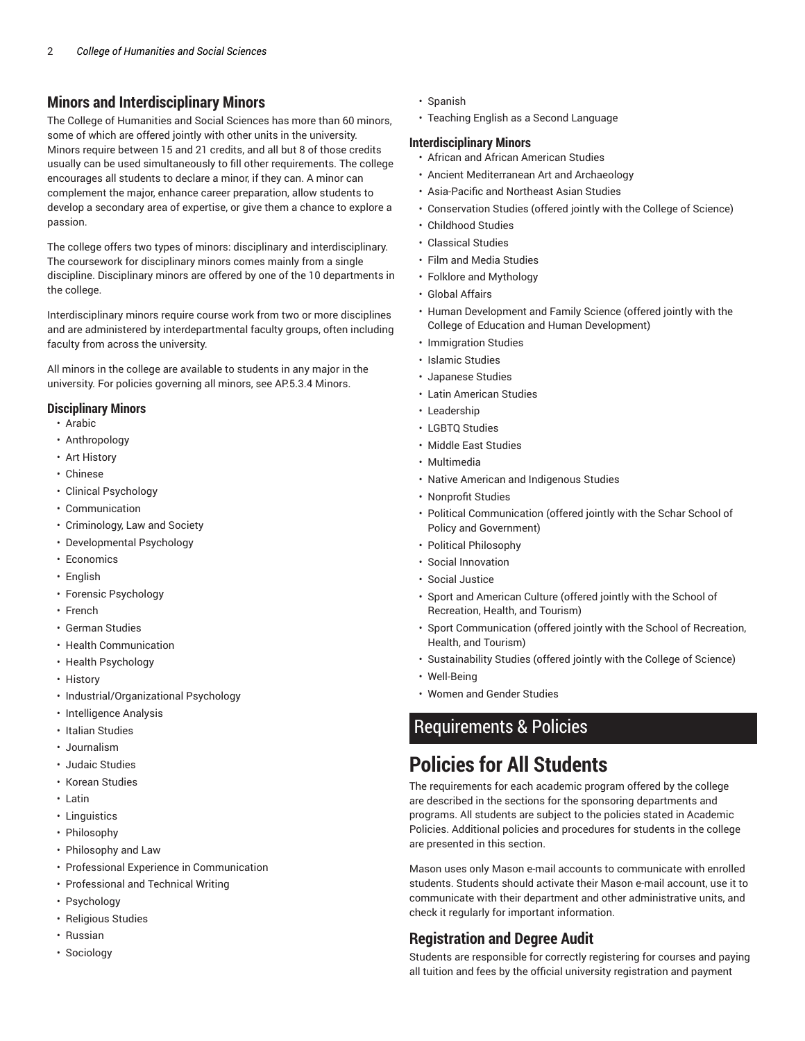## Minors and Interdisciplinary Minors

The College of Humanities and Social Sciences has more than 60 minors, some of which are offered jointly with other units in the university. Minors require between 15 and 21 credits, and all but 8 of those credits usually can be used simultaneously to fill other requirements. The college encourages all students to declare a minor, if they can. A minor can complement the major, enhance career preparation, allow students to develop a secondary area of expertise, or give them a chance to explore a passion.

The college offers two types of minors: disciplinary and interdisciplinary. The coursework for disciplinary minors comes mainly from a single discipline. Disciplinary minors are offered by one of the 10 departments in the college.

Interdisciplinary minors require course work from two or more disciplines and are administered by interdepartmental faculty groups, often including faculty from across the university.

All minors in the college are available to students in any major in the university. For policies governing all minors, see AP.5.3.4 Minors.

### Disciplinary Minors

- Arabic
- Anthropology
- Art History
- Chinese
- Clinical Psychology
- Communication
- Criminology, Law and Society
- Developmental Psychology
- Economics
- English
- Forensic Psychology
- French
- German Studies
- Health Communication
- Health Psychology
- History
- Industrial/Organizational Psychology
- Intelligence Analysis
- Italian Studies
- Journalism
- Judaic Studies
- Korean Studies
- Latin
- Linguistics
- Philosophy
- Philosophy and Law
- Professional Experience in Communication
- Professional and Technical Writing
- Psychology
- Religious Studies
- Russian
- Sociology
- Spanish
- Teaching English as a Second Language

### Interdisciplinary Minors

- African and African American Studies
- Ancient Mediterranean Art and Archaeology
- Asia-Pacific and Northeast Asian Studies
- Conservation Studies (offered jointly with the College of Science)
- Childhood Studies
- Classical Studies
- Film and Media Studies
- Folklore and Mythology
- Global Affairs
- Human Development and Family Science (offered jointly with the College of Education and Human Development)
- Immigration Studies
- Islamic Studies
- Japanese Studies
- Latin American Studies
- Leadership
- LGBTQ Studies
- Middle East Studies
- Multimedia
- Native American and Indigenous Studies
- Nonprofit Studies
- Political Communication (offered jointly with the Schar School of Policy and Government)
- Political Philosophy
- Social Innovation
- Social Justice
- Sport and American Culture (offered jointly with the School of Recreation, Health, and Tourism)
- Sport Communication (offered jointly with the School of Recreation, Health, and Tourism)
- Sustainability Studies (offered jointly with the College of Science)
- Well-Being
- Women and Gender Studies

# Requirements & Policies

# Policies for All Students

The requirements for each academic program offered by the college are described in the sections for the sponsoring departments and programs. All students are subject to the policies stated in Academic Policies. Additional policies and procedures for students in the college are presented in this section.

Mason uses only Mason e-mail accounts to communicate with enrolled students. Students should activate their Mason e-mail account, use it to communicate with their department and other administrative units, and check it regularly for important information.

## Registration and Degree Audit

Students are responsible for correctly registering for courses and paying all tuition and fees by the official university registration and payment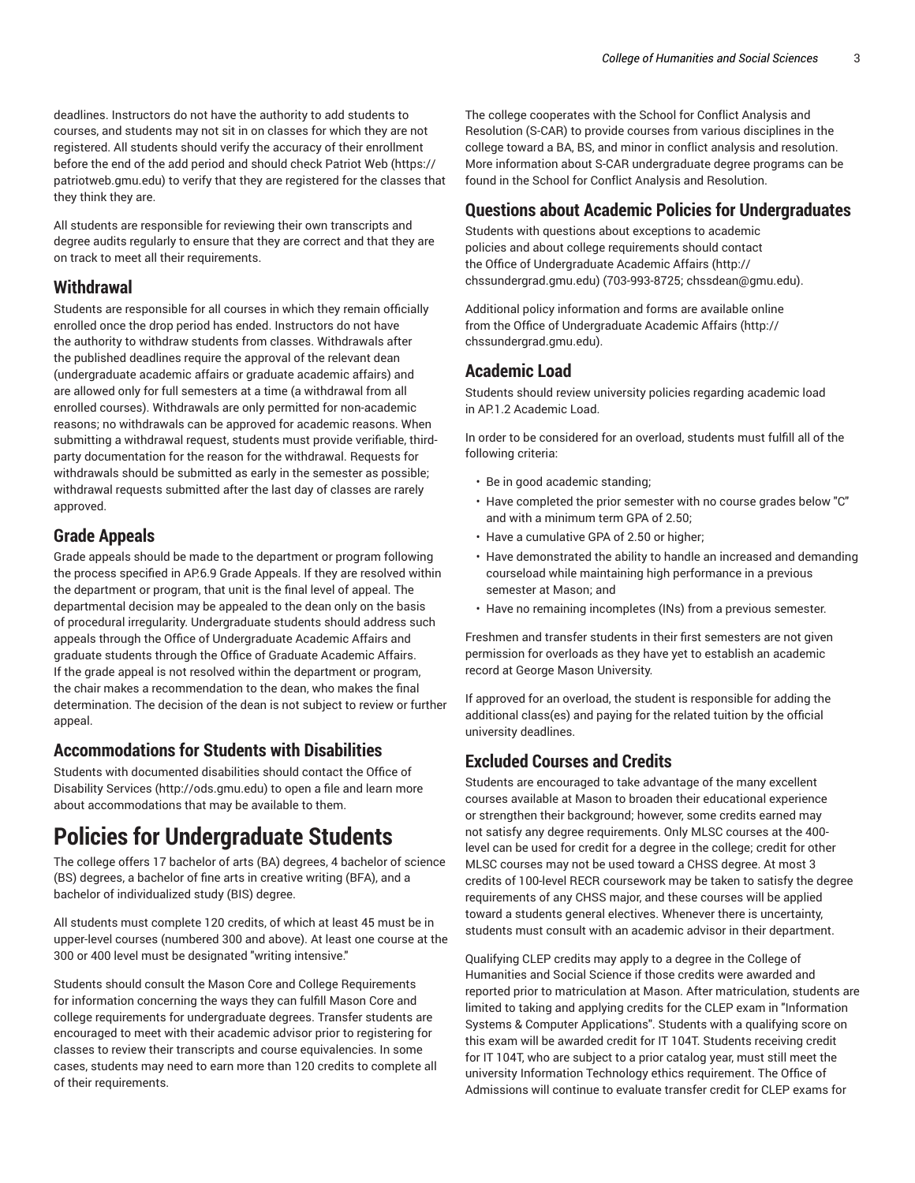deadlines. Instructors do not have the authority to add students to courses, and students may not sit in on classes for which they are not registered. All students should verify the accuracy of their enrollment before the end of the add period and should check Patriot Web (https://patriotweb.gmu.edu) to verify that they are registered for the classes that they think they are.

All students are responsible for reviewing their own transcripts and degree audits regularly to ensure that they are correct and that they are on track to meet all their requirements.

## Withdrawal

Students are responsible for all courses in which they remain officially enrolled once the drop period has ended. Instructors do not have the authority to withdraw students from classes. Withdrawals after the published deadlines require the approval of the relevant dean (undergraduate academic affairs or graduate academic affairs) and are allowed only for full semesters at a time (a withdrawal from all enrolled courses). Withdrawals are only permitted for non-academic reasons; no withdrawals can be approved for academic reasons. When submitting a withdrawal request, students must provide verifiable, third-party documentation for the reason for the withdrawal. Requests for withdrawals should be submitted as early in the semester as possible; withdrawal requests submitted after the last day of classes are rarely approved.

## Grade Appeals

Grade appeals should be made to the department or program following the process specified in AP.6.9 Grade Appeals. If they are resolved within the department or program, that unit is the final level of appeal. The departmental decision may be appealed to the dean only on the basis of procedural irregularity. Undergraduate students should address such appeals through the Office of Undergraduate Academic Affairs and graduate students through the Office of Graduate Academic Affairs. If the grade appeal is not resolved within the department or program, the chair makes a recommendation to the dean, who makes the final determination. The decision of the dean is not subject to review or further appeal.

## Accommodations for Students with Disabilities

Students with documented disabilities should contact the Office of Disability Services (http://ods.gmu.edu) to open a file and learn more about accommodations that may be available to them.

# Policies for Undergraduate Students

The college offers 17 bachelor of arts (BA) degrees, 4 bachelor of science (BS) degrees, a bachelor of fine arts in creative writing (BFA), and a bachelor of individualized study (BIS) degree.

All students must complete 120 credits, of which at least 45 must be in upper-level courses (numbered 300 and above). At least one course at the 300 or 400 level must be designated "writing intensive."

Students should consult the Mason Core and College Requirements for information concerning the ways they can fulfill Mason Core and college requirements for undergraduate degrees. Transfer students are encouraged to meet with their academic advisor prior to registering for classes to review their transcripts and course equivalencies. In some cases, students may need to earn more than 120 credits to complete all of their requirements.

The college cooperates with the School for Conflict Analysis and Resolution (S-CAR) to provide courses from various disciplines in the college toward a BA, BS, and minor in conflict analysis and resolution. More information about S-CAR undergraduate degree programs can be found in the School for Conflict Analysis and Resolution.

## Questions about Academic Policies for Undergraduates

Students with questions about exceptions to academic policies and about college requirements should contact the Office of Undergraduate Academic Affairs (http://chssundergrad.gmu.edu) (703-993-8725; chssdean@gmu.edu).

Additional policy information and forms are available online from the Office of Undergraduate Academic Affairs (http://chssundergrad.gmu.edu).

## Academic Load

Students should review university policies regarding academic load in AP.1.2 Academic Load.

In order to be considered for an overload, students must fulfill all of the following criteria:

- Be in good academic standing;
- Have completed the prior semester with no course grades below "C" and with a minimum term GPA of 2.50;
- Have a cumulative GPA of 2.50 or higher;
- Have demonstrated the ability to handle an increased and demanding courseload while maintaining high performance in a previous semester at Mason; and
- Have no remaining incompletes (INs) from a previous semester.

Freshmen and transfer students in their first semesters are not given permission for overloads as they have yet to establish an academic record at George Mason University.

If approved for an overload, the student is responsible for adding the additional class(es) and paying for the related tuition by the official university deadlines.

## Excluded Courses and Credits

Students are encouraged to take advantage of the many excellent courses available at Mason to broaden their educational experience or strengthen their background; however, some credits earned may not satisfy any degree requirements. Only MLSC courses at the 400-level can be used for credit for a degree in the college; credit for other MLSC courses may not be used toward a CHSS degree. At most 3 credits of 100-level RECR coursework may be taken to satisfy the degree requirements of any CHSS major, and these courses will be applied toward a students general electives. Whenever there is uncertainty, students must consult with an academic advisor in their department.

Qualifying CLEP credits may apply to a degree in the College of Humanities and Social Science if those credits were awarded and reported prior to matriculation at Mason. After matriculation, students are limited to taking and applying credits for the CLEP exam in "Information Systems & Computer Applications". Students with a qualifying score on this exam will be awarded credit for IT 104T. Students receiving credit for IT 104T, who are subject to a prior catalog year, must still meet the university Information Technology ethics requirement. The Office of Admissions will continue to evaluate transfer credit for CLEP exams for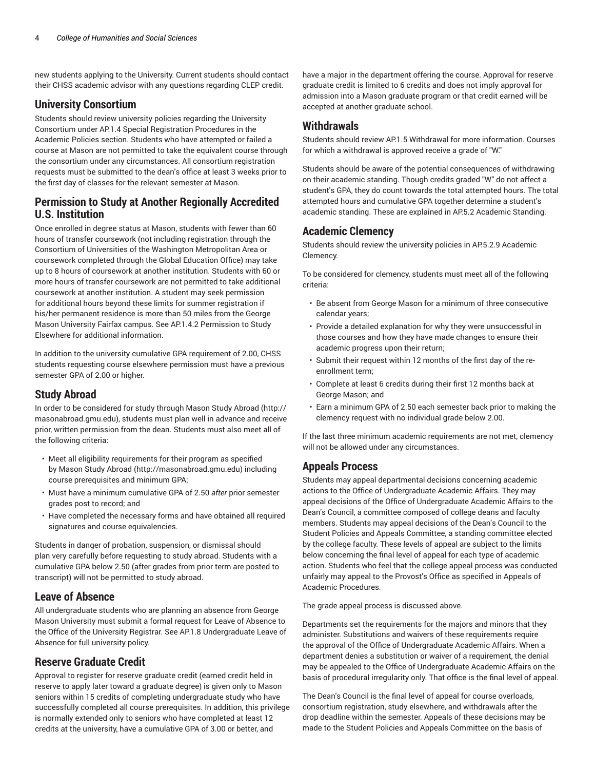new students applying to the University. Current students should contact their CHSS academic advisor with any questions regarding CLEP credit.

## University Consortium

Students should review university policies regarding the University Consortium under AP.1.4 Special Registration Procedures in the Academic Policies section. Students who have attempted or failed a course at Mason are not permitted to take the equivalent course through the consortium under any circumstances. All consortium registration requests must be submitted to the dean's office at least 3 weeks prior to the first day of classes for the relevant semester at Mason.

## Permission to Study at Another Regionally Accredited U.S. Institution

Once enrolled in degree status at Mason, students with fewer than 60 hours of transfer coursework (not including registration through the Consortium of Universities of the Washington Metropolitan Area or coursework completed through the Global Education Office) may take up to 8 hours of coursework at another institution. Students with 60 or more hours of transfer coursework are not permitted to take additional coursework at another institution. A student may seek permission for additional hours beyond these limits for summer registration if his/her permanent residence is more than 50 miles from the George Mason University Fairfax campus. See AP.1.4.2 Permission to Study Elsewhere for additional information.

In addition to the university cumulative GPA requirement of 2.00, CHSS students requesting course elsewhere permission must have a previous semester GPA of 2.00 or higher.

## Study Abroad

In order to be considered for study through Mason Study Abroad (http://masonabroad.gmu.edu), students must plan well in advance and receive prior, written permission from the dean. Students must also meet all of the following criteria:

- Meet all eligibility requirements for their program as specified by Mason Study Abroad (http://masonabroad.gmu.edu) including course prerequisites and minimum GPA;
- Must have a minimum cumulative GPA of 2.50 *after* prior semester grades post to record; and
- Have completed the necessary forms and have obtained all required signatures and course equivalencies.

Students in danger of probation, suspension, or dismissal should plan very carefully before requesting to study abroad. Students with a cumulative GPA below 2.50 (after grades from prior term are posted to transcript) will not be permitted to study abroad.

## Leave of Absence

All undergraduate students who are planning an absence from George Mason University must submit a formal request for Leave of Absence to the Office of the University Registrar. See AP.1.8 Undergraduate Leave of Absence for full university policy.

## Reserve Graduate Credit

Approval to register for reserve graduate credit (earned credit held in reserve to apply later toward a graduate degree) is given only to Mason seniors within 15 credits of completing undergraduate study who have successfully completed all course prerequisites. In addition, this privilege is normally extended only to seniors who have completed at least 12 credits at the university, have a cumulative GPA of 3.00 or better, and have a major in the department offering the course. Approval for reserve graduate credit is limited to 6 credits and does not imply approval for admission into a Mason graduate program or that credit earned will be accepted at another graduate school.

## Withdrawals

Students should review AP.1.5 Withdrawal for more information. Courses for which a withdrawal is approved receive a grade of "W."

Students should be aware of the potential consequences of withdrawing on their academic standing. Though credits graded "W" do not affect a student's GPA, they do count towards the total attempted hours. The total attempted hours and cumulative GPA together determine a student's academic standing. These are explained in AP.5.2 Academic Standing.

## Academic Clemency

Students should review the university policies in AP.5.2.9 Academic Clemency.

To be considered for clemency, students must meet all of the following criteria:

- Be absent from George Mason for a minimum of three consecutive calendar years;
- Provide a detailed explanation for why they were unsuccessful in those courses and how they have made changes to ensure their academic progress upon their return;
- Submit their request within 12 months of the first day of the re-enrollment term;
- Complete at least 6 credits during their first 12 months back at George Mason; and
- Earn a minimum GPA of 2.50 each semester back prior to making the clemency request with no individual grade below 2.00.

If the last three minimum academic requirements are not met, clemency will not be allowed under any circumstances.

## Appeals Process

Students may appeal departmental decisions concerning academic actions to the Office of Undergraduate Academic Affairs. They may appeal decisions of the Office of Undergraduate Academic Affairs to the Dean's Council, a committee composed of college deans and faculty members. Students may appeal decisions of the Dean's Council to the Student Policies and Appeals Committee, a standing committee elected by the college faculty. These levels of appeal are subject to the limits below concerning the final level of appeal for each type of academic action. Students who feel that the college appeal process was conducted unfairly may appeal to the Provost's Office as specified in Appeals of Academic Procedures.

The grade appeal process is discussed above.

Departments set the requirements for the majors and minors that they administer. Substitutions and waivers of these requirements require the approval of the Office of Undergraduate Academic Affairs. When a department denies a substitution or waiver of a requirement, the denial may be appealed to the Office of Undergraduate Academic Affairs on the basis of procedural irregularity only. That office is the final level of appeal.

The Dean's Council is the final level of appeal for course overloads, consortium registration, study elsewhere, and withdrawals after the drop deadline within the semester. Appeals of these decisions may be made to the Student Policies and Appeals Committee on the basis of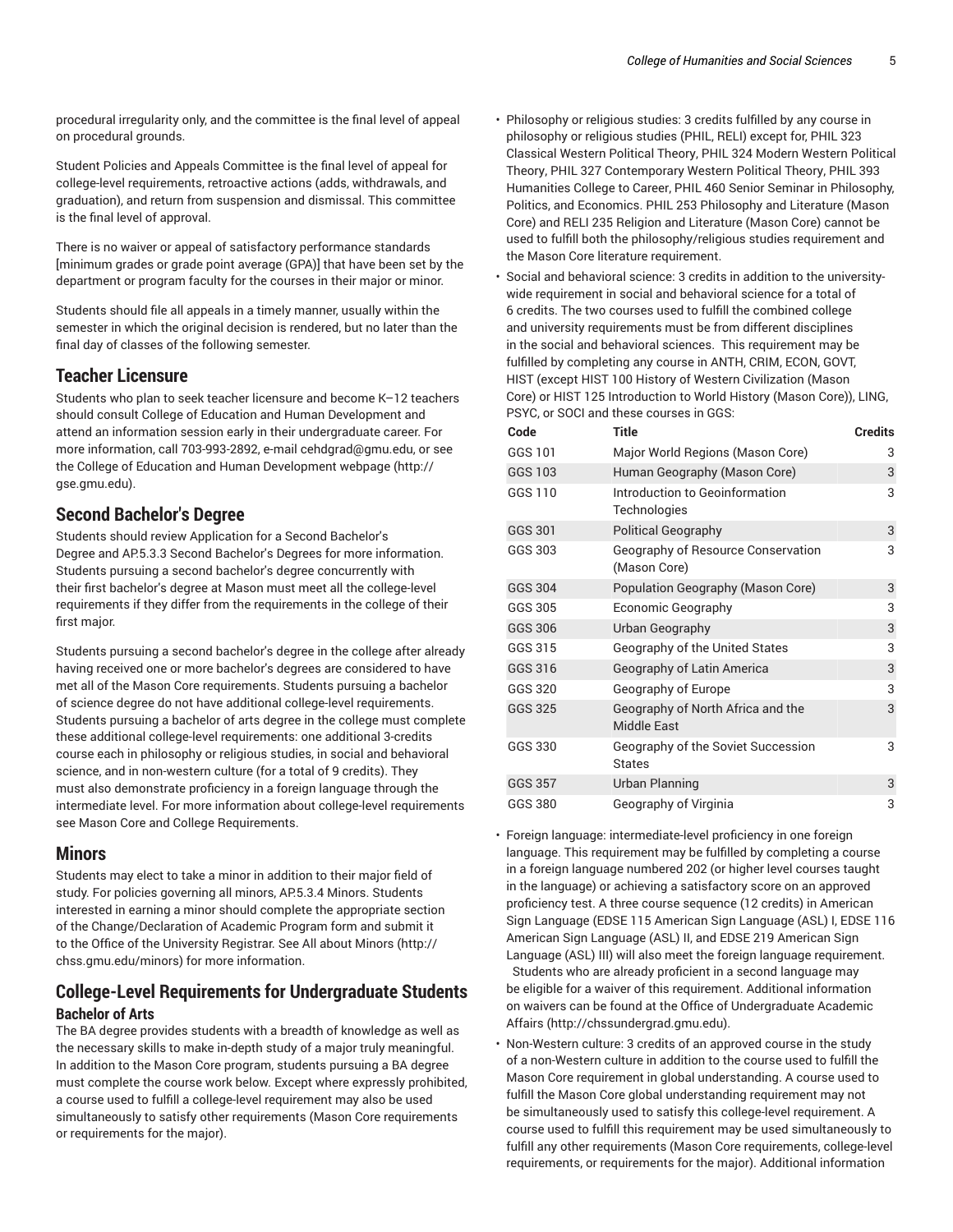procedural irregularity only, and the committee is the final level of appeal on procedural grounds.

Student Policies and Appeals Committee is the final level of appeal for college-level requirements, retroactive actions (adds, withdrawals, and graduation), and return from suspension and dismissal. This committee is the final level of approval.

There is no waiver or appeal of satisfactory performance standards [minimum grades or grade point average (GPA)] that have been set by the department or program faculty for the courses in their major or minor.

Students should file all appeals in a timely manner, usually within the semester in which the original decision is rendered, but no later than the final day of classes of the following semester.

## Teacher Licensure

Students who plan to seek teacher licensure and become K–12 teachers should consult College of Education and Human Development and attend an information session early in their undergraduate career. For more information, call 703-993-2892, e-mail cehdgrad@gmu.edu, or see the College of Education and Human Development webpage (http://gse.gmu.edu).

## Second Bachelor's Degree

Students should review Application for a Second Bachelor's Degree and AP.5.3.3 Second Bachelor's Degrees for more information. Students pursuing a second bachelor's degree concurrently with their first bachelor's degree at Mason must meet all the college-level requirements if they differ from the requirements in the college of their first major.

Students pursuing a second bachelor's degree in the college after already having received one or more bachelor's degrees are considered to have met all of the Mason Core requirements. Students pursuing a bachelor of science degree do not have additional college-level requirements. Students pursuing a bachelor of arts degree in the college must complete these additional college-level requirements: one additional 3-credits course each in philosophy or religious studies, in social and behavioral science, and in non-western culture (for a total of 9 credits). They must also demonstrate proficiency in a foreign language through the intermediate level. For more information about college-level requirements see Mason Core and College Requirements.

## Minors

Students may elect to take a minor in addition to their major field of study. For policies governing all minors, AP.5.3.4 Minors. Students interested in earning a minor should complete the appropriate section of the Change/Declaration of Academic Program form and submit it to the Office of the University Registrar. See All about Minors (http://chss.gmu.edu/minors) for more information.

## College-Level Requirements for Undergraduate Students

### Bachelor of Arts

The BA degree provides students with a breadth of knowledge as well as the necessary skills to make in-depth study of a major truly meaningful. In addition to the Mason Core program, students pursuing a BA degree must complete the course work below. Except where expressly prohibited, a course used to fulfill a college-level requirement may also be used simultaneously to satisfy other requirements (Mason Core requirements or requirements for the major).

- Philosophy or religious studies: 3 credits fulfilled by any course in philosophy or religious studies (PHIL, RELI) except for, PHIL 323 Classical Western Political Theory, PHIL 324 Modern Western Political Theory, PHIL 327 Contemporary Western Political Theory, PHIL 393 Humanities College to Career, PHIL 460 Senior Seminar in Philosophy, Politics, and Economics. PHIL 253 Philosophy and Literature (Mason Core) and RELI 235 Religion and Literature (Mason Core) cannot be used to fulfill both the philosophy/religious studies requirement and the Mason Core literature requirement.
- Social and behavioral science: 3 credits in addition to the university-wide requirement in social and behavioral science for a total of 6 credits. The two courses used to fulfill the combined college and university requirements must be from different disciplines in the social and behavioral sciences. This requirement may be fulfilled by completing any course in ANTH, CRIM, ECON, GOVT, HIST (except HIST 100 History of Western Civilization (Mason Core) or HIST 125 Introduction to World History (Mason Core)), LING, PSYC, or SOCI and these courses in GGS:

| Code | Title | Credits |
|---|---|---|
| GGS 101 | Major World Regions (Mason Core) | 3 |
| GGS 103 | Human Geography (Mason Core) | 3 |
| GGS 110 | Introduction to Geoinformation Technologies | 3 |
| GGS 301 | Political Geography | 3 |
| GGS 303 | Geography of Resource Conservation (Mason Core) | 3 |
| GGS 304 | Population Geography (Mason Core) | 3 |
| GGS 305 | Economic Geography | 3 |
| GGS 306 | Urban Geography | 3 |
| GGS 315 | Geography of the United States | 3 |
| GGS 316 | Geography of Latin America | 3 |
| GGS 320 | Geography of Europe | 3 |
| GGS 325 | Geography of North Africa and the Middle East | 3 |
| GGS 330 | Geography of the Soviet Succession States | 3 |
| GGS 357 | Urban Planning | 3 |
| GGS 380 | Geography of Virginia | 3 |

- Foreign language: intermediate-level proficiency in one foreign language. This requirement may be fulfilled by completing a course in a foreign language numbered 202 (or higher level courses taught in the language) or achieving a satisfactory score on an approved proficiency test. A three course sequence (12 credits) in American Sign Language (EDSE 115 American Sign Language (ASL) I, EDSE 116 American Sign Language (ASL) II, and EDSE 219 American Sign Language (ASL) III) will also meet the foreign language requirement. Students who are already proficient in a second language may be eligible for a waiver of this requirement. Additional information on waivers can be found at the Office of Undergraduate Academic Affairs (http://chssundergrad.gmu.edu).
- Non-Western culture: 3 credits of an approved course in the study of a non-Western culture in addition to the course used to fulfill the Mason Core requirement in global understanding. A course used to fulfill the Mason Core global understanding requirement may not be simultaneously used to satisfy this college-level requirement. A course used to fulfill this requirement may be used simultaneously to fulfill any other requirements (Mason Core requirements, college-level requirements, or requirements for the major). Additional information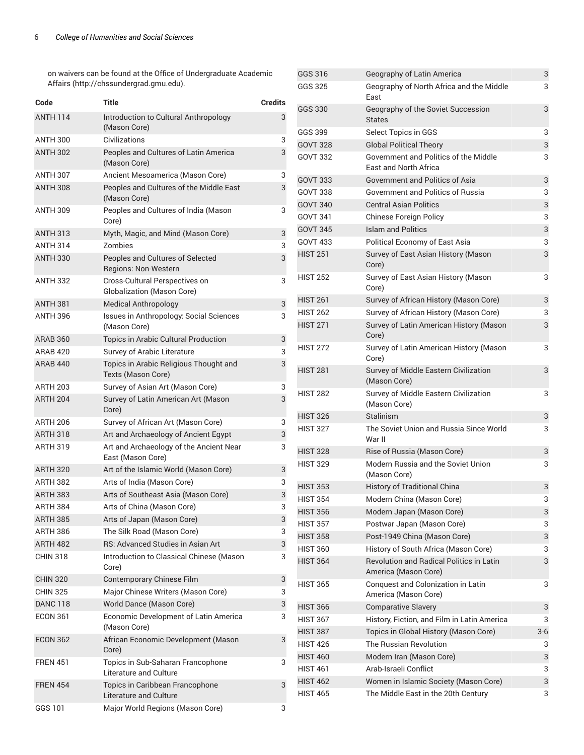on waivers can be found at the Office of Undergraduate Academic Affairs (http://chssundergrad.gmu.edu).

| Code | Title | Credits |
|---|---|---|
| ANTH 114 | Introduction to Cultural Anthropology (Mason Core) | 3 |
| ANTH 300 | Civilizations | 3 |
| ANTH 302 | Peoples and Cultures of Latin America (Mason Core) | 3 |
| ANTH 307 | Ancient Mesoamerica (Mason Core) | 3 |
| ANTH 308 | Peoples and Cultures of the Middle East (Mason Core) | 3 |
| ANTH 309 | Peoples and Cultures of India (Mason Core) | 3 |
| ANTH 313 | Myth, Magic, and Mind (Mason Core) | 3 |
| ANTH 314 | Zombies | 3 |
| ANTH 330 | Peoples and Cultures of Selected Regions: Non-Western | 3 |
| ANTH 332 | Cross-Cultural Perspectives on Globalization (Mason Core) | 3 |
| ANTH 381 | Medical Anthropology | 3 |
| ANTH 396 | Issues in Anthropology: Social Sciences (Mason Core) | 3 |
| ARAB 360 | Topics in Arabic Cultural Production | 3 |
| ARAB 420 | Survey of Arabic Literature | 3 |
| ARAB 440 | Topics in Arabic Religious Thought and Texts (Mason Core) | 3 |
| ARTH 203 | Survey of Asian Art (Mason Core) | 3 |
| ARTH 204 | Survey of Latin American Art (Mason Core) | 3 |
| ARTH 206 | Survey of African Art (Mason Core) | 3 |
| ARTH 318 | Art and Archaeology of Ancient Egypt | 3 |
| ARTH 319 | Art and Archaeology of the Ancient Near East (Mason Core) | 3 |
| ARTH 320 | Art of the Islamic World (Mason Core) | 3 |
| ARTH 382 | Arts of India (Mason Core) | 3 |
| ARTH 383 | Arts of Southeast Asia (Mason Core) | 3 |
| ARTH 384 | Arts of China (Mason Core) | 3 |
| ARTH 385 | Arts of Japan (Mason Core) | 3 |
| ARTH 386 | The Silk Road (Mason Core) | 3 |
| ARTH 482 | RS: Advanced Studies in Asian Art | 3 |
| CHIN 318 | Introduction to Classical Chinese (Mason Core) | 3 |
| CHIN 320 | Contemporary Chinese Film | 3 |
| CHIN 325 | Major Chinese Writers (Mason Core) | 3 |
| DANC 118 | World Dance (Mason Core) | 3 |
| ECON 361 | Economic Development of Latin America (Mason Core) | 3 |
| ECON 362 | African Economic Development (Mason Core) | 3 |
| FREN 451 | Topics in Sub-Saharan Francophone Literature and Culture | 3 |
| FREN 454 | Topics in Caribbean Francophone Literature and Culture | 3 |
| GGS 101 | Major World Regions (Mason Core) | 3 |
| GGS 316 | Geography of Latin America | 3 |
| GGS 325 | Geography of North Africa and the Middle East | 3 |
| GGS 330 | Geography of the Soviet Succession States | 3 |
| GGS 399 | Select Topics in GGS | 3 |
| GOVT 328 | Global Political Theory | 3 |
| GOVT 332 | Government and Politics of the Middle East and North Africa | 3 |
| GOVT 333 | Government and Politics of Asia | 3 |
| GOVT 338 | Government and Politics of Russia | 3 |
| GOVT 340 | Central Asian Politics | 3 |
| GOVT 341 | Chinese Foreign Policy | 3 |
| GOVT 345 | Islam and Politics | 3 |
| GOVT 433 | Political Economy of East Asia | 3 |
| HIST 251 | Survey of East Asian History (Mason Core) | 3 |
| HIST 252 | Survey of East Asian History (Mason Core) | 3 |
| HIST 261 | Survey of African History (Mason Core) | 3 |
| HIST 262 | Survey of African History (Mason Core) | 3 |
| HIST 271 | Survey of Latin American History (Mason Core) | 3 |
| HIST 272 | Survey of Latin American History (Mason Core) | 3 |
| HIST 281 | Survey of Middle Eastern Civilization (Mason Core) | 3 |
| HIST 282 | Survey of Middle Eastern Civilization (Mason Core) | 3 |
| HIST 326 | Stalinism | 3 |
| HIST 327 | The Soviet Union and Russia Since World War II | 3 |
| HIST 328 | Rise of Russia (Mason Core) | 3 |
| HIST 329 | Modern Russia and the Soviet Union (Mason Core) | 3 |
| HIST 353 | History of Traditional China | 3 |
| HIST 354 | Modern China (Mason Core) | 3 |
| HIST 356 | Modern Japan (Mason Core) | 3 |
| HIST 357 | Postwar Japan (Mason Core) | 3 |
| HIST 358 | Post-1949 China (Mason Core) | 3 |
| HIST 360 | History of South Africa (Mason Core) | 3 |
| HIST 364 | Revolution and Radical Politics in Latin America (Mason Core) | 3 |
| HIST 365 | Conquest and Colonization in Latin America (Mason Core) | 3 |
| HIST 366 | Comparative Slavery | 3 |
| HIST 367 | History, Fiction, and Film in Latin America | 3 |
| HIST 387 | Topics in Global History (Mason Core) | 3-6 |
| HIST 426 | The Russian Revolution | 3 |
| HIST 460 | Modern Iran (Mason Core) | 3 |
| HIST 461 | Arab-Israeli Conflict | 3 |
| HIST 462 | Women in Islamic Society (Mason Core) | 3 |
| HIST 465 | The Middle East in the 20th Century | 3 |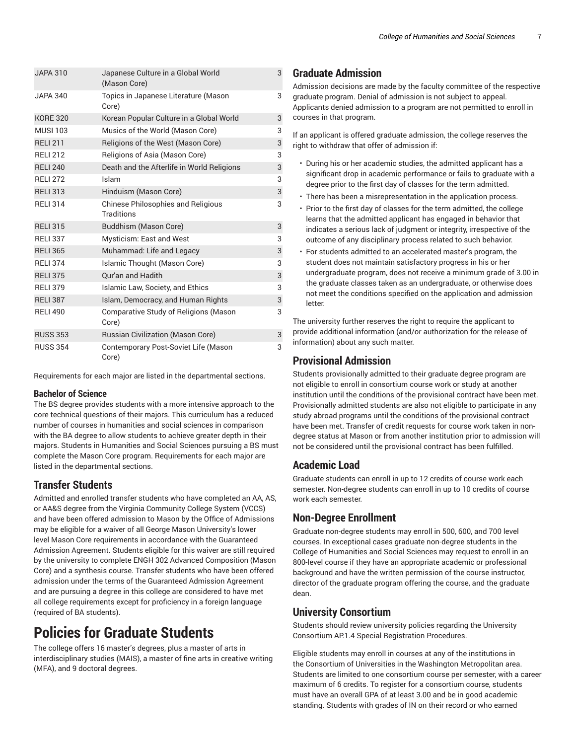| | | |
|---|---|---|
| JAPA 310 | Japanese Culture in a Global World (Mason Core) | 3 |
| JAPA 340 | Topics in Japanese Literature (Mason Core) | 3 |
| KORE 320 | Korean Popular Culture in a Global World | 3 |
| MUSI 103 | Musics of the World (Mason Core) | 3 |
| RELI 211 | Religions of the West (Mason Core) | 3 |
| RELI 212 | Religions of Asia (Mason Core) | 3 |
| RELI 240 | Death and the Afterlife in World Religions | 3 |
| RELI 272 | Islam | 3 |
| RELI 313 | Hinduism (Mason Core) | 3 |
| RELI 314 | Chinese Philosophies and Religious Traditions | 3 |
| RELI 315 | Buddhism (Mason Core) | 3 |
| RELI 337 | Mysticism: East and West | 3 |
| RELI 365 | Muhammad: Life and Legacy | 3 |
| RELI 374 | Islamic Thought (Mason Core) | 3 |
| RELI 375 | Qur'an and Hadith | 3 |
| RELI 379 | Islamic Law, Society, and Ethics | 3 |
| RELI 387 | Islam, Democracy, and Human Rights | 3 |
| RELI 490 | Comparative Study of Religions (Mason Core) | 3 |
| RUSS 353 | Russian Civilization (Mason Core) | 3 |
| RUSS 354 | Contemporary Post-Soviet Life (Mason Core) | 3 |

Requirements for each major are listed in the departmental sections.

### Bachelor of Science

The BS degree provides students with a more intensive approach to the core technical questions of their majors. This curriculum has a reduced number of courses in humanities and social sciences in comparison with the BA degree to allow students to achieve greater depth in their majors. Students in Humanities and Social Sciences pursuing a BS must complete the Mason Core program. Requirements for each major are listed in the departmental sections.

## Transfer Students

Admitted and enrolled transfer students who have completed an AA, AS, or AA&S degree from the Virginia Community College System (VCCS) and have been offered admission to Mason by the Office of Admissions may be eligible for a waiver of all George Mason University's lower level Mason Core requirements in accordance with the Guaranteed Admission Agreement. Students eligible for this waiver are still required by the university to complete ENGH 302 Advanced Composition (Mason Core) and a synthesis course. Transfer students who have been offered admission under the terms of the Guaranteed Admission Agreement and are pursuing a degree in this college are considered to have met all college requirements except for proficiency in a foreign language (required of BA students).

# Policies for Graduate Students

The college offers 16 master's degrees, plus a master of arts in interdisciplinary studies (MAIS), a master of fine arts in creative writing (MFA), and 9 doctoral degrees.

## Graduate Admission

Admission decisions are made by the faculty committee of the respective graduate program. Denial of admission is not subject to appeal. Applicants denied admission to a program are not permitted to enroll in courses in that program.

If an applicant is offered graduate admission, the college reserves the right to withdraw that offer of admission if:

- During his or her academic studies, the admitted applicant has a significant drop in academic performance or fails to graduate with a degree prior to the first day of classes for the term admitted.
- There has been a misrepresentation in the application process.
- Prior to the first day of classes for the term admitted, the college learns that the admitted applicant has engaged in behavior that indicates a serious lack of judgment or integrity, irrespective of the outcome of any disciplinary process related to such behavior.
- For students admitted to an accelerated master's program, the student does not maintain satisfactory progress in his or her undergraduate program, does not receive a minimum grade of 3.00 in the graduate classes taken as an undergraduate, or otherwise does not meet the conditions specified on the application and admission letter.

The university further reserves the right to require the applicant to provide additional information (and/or authorization for the release of information) about any such matter.

## Provisional Admission

Students provisionally admitted to their graduate degree program are not eligible to enroll in consortium course work or study at another institution until the conditions of the provisional contract have been met. Provisionally admitted students are also not eligible to participate in any study abroad programs until the conditions of the provisional contract have been met. Transfer of credit requests for course work taken in non-degree status at Mason or from another institution prior to admission will not be considered until the provisional contract has been fulfilled.

## Academic Load

Graduate students can enroll in up to 12 credits of course work each semester. Non-degree students can enroll in up to 10 credits of course work each semester.

## Non-Degree Enrollment

Graduate non-degree students may enroll in 500, 600, and 700 level courses. In exceptional cases graduate non-degree students in the College of Humanities and Social Sciences may request to enroll in an 800-level course if they have an appropriate academic or professional background and have the written permission of the course instructor, director of the graduate program offering the course, and the graduate dean.

## University Consortium

Students should review university policies regarding the University Consortium AP.1.4 Special Registration Procedures.

Eligible students may enroll in courses at any of the institutions in the Consortium of Universities in the Washington Metropolitan area. Students are limited to one consortium course per semester, with a career maximum of 6 credits. To register for a consortium course, students must have an overall GPA of at least 3.00 and be in good academic standing. Students with grades of IN on their record or who earned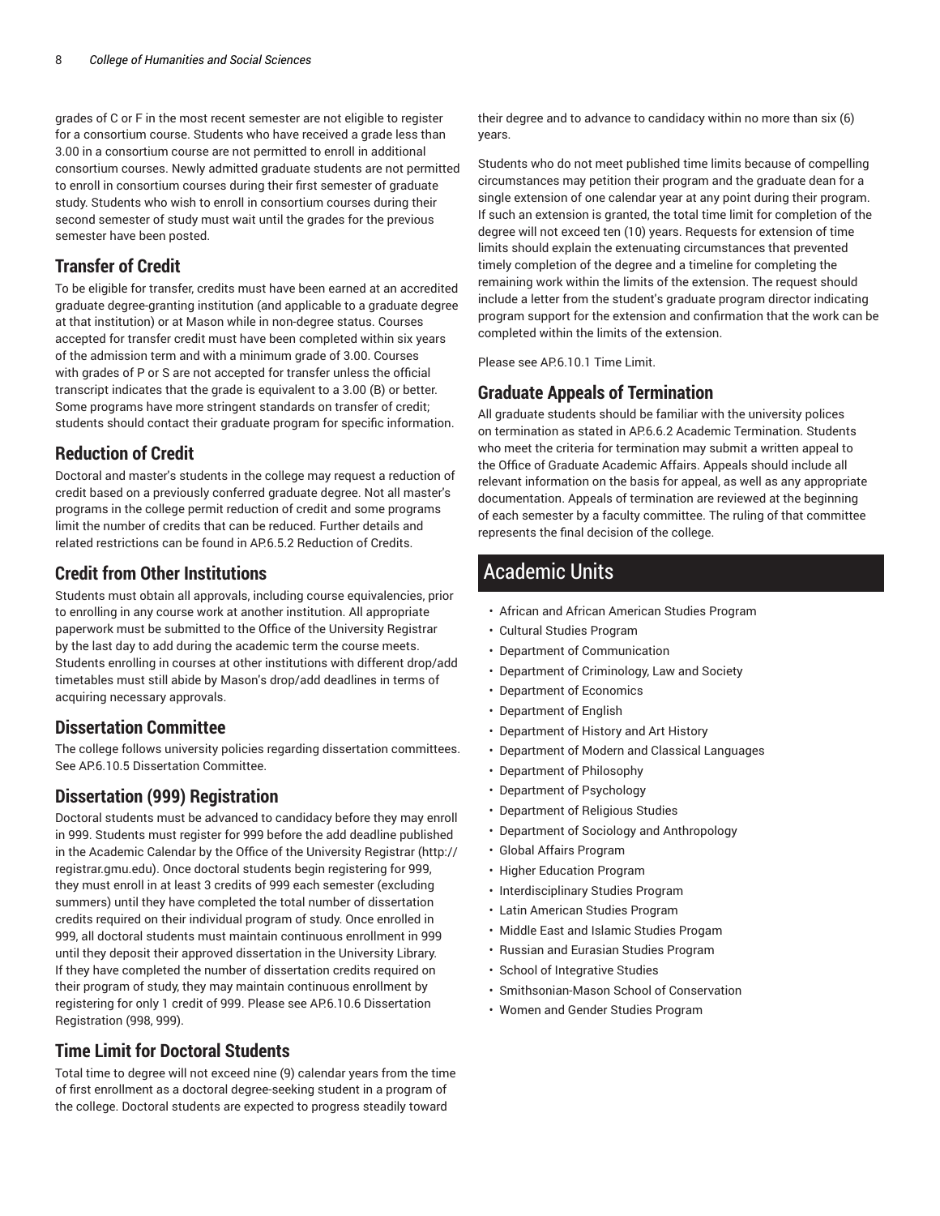grades of C or F in the most recent semester are not eligible to register for a consortium course. Students who have received a grade less than 3.00 in a consortium course are not permitted to enroll in additional consortium courses. Newly admitted graduate students are not permitted to enroll in consortium courses during their first semester of graduate study. Students who wish to enroll in consortium courses during their second semester of study must wait until the grades for the previous semester have been posted.

## Transfer of Credit

To be eligible for transfer, credits must have been earned at an accredited graduate degree-granting institution (and applicable to a graduate degree at that institution) or at Mason while in non-degree status. Courses accepted for transfer credit must have been completed within six years of the admission term and with a minimum grade of 3.00. Courses with grades of P or S are not accepted for transfer unless the official transcript indicates that the grade is equivalent to a 3.00 (B) or better. Some programs have more stringent standards on transfer of credit; students should contact their graduate program for specific information.

## Reduction of Credit

Doctoral and master's students in the college may request a reduction of credit based on a previously conferred graduate degree. Not all master's programs in the college permit reduction of credit and some programs limit the number of credits that can be reduced. Further details and related restrictions can be found in AP.6.5.2 Reduction of Credits.

## Credit from Other Institutions

Students must obtain all approvals, including course equivalencies, prior to enrolling in any course work at another institution. All appropriate paperwork must be submitted to the Office of the University Registrar by the last day to add during the academic term the course meets. Students enrolling in courses at other institutions with different drop/add timetables must still abide by Mason's drop/add deadlines in terms of acquiring necessary approvals.

## Dissertation Committee

The college follows university policies regarding dissertation committees. See AP.6.10.5 Dissertation Committee.

## Dissertation (999) Registration

Doctoral students must be advanced to candidacy before they may enroll in 999. Students must register for 999 before the add deadline published in the Academic Calendar by the Office of the University Registrar (http://registrar.gmu.edu). Once doctoral students begin registering for 999, they must enroll in at least 3 credits of 999 each semester (excluding summers) until they have completed the total number of dissertation credits required on their individual program of study. Once enrolled in 999, all doctoral students must maintain continuous enrollment in 999 until they deposit their approved dissertation in the University Library. If they have completed the number of dissertation credits required on their program of study, they may maintain continuous enrollment by registering for only 1 credit of 999. Please see AP.6.10.6 Dissertation Registration (998, 999).

## Time Limit for Doctoral Students

Total time to degree will not exceed nine (9) calendar years from the time of first enrollment as a doctoral degree-seeking student in a program of the college. Doctoral students are expected to progress steadily toward their degree and to advance to candidacy within no more than six (6) years.

Students who do not meet published time limits because of compelling circumstances may petition their program and the graduate dean for a single extension of one calendar year at any point during their program. If such an extension is granted, the total time limit for completion of the degree will not exceed ten (10) years. Requests for extension of time limits should explain the extenuating circumstances that prevented timely completion of the degree and a timeline for completing the remaining work within the limits of the extension. The request should include a letter from the student's graduate program director indicating program support for the extension and confirmation that the work can be completed within the limits of the extension.

Please see AP.6.10.1 Time Limit.

## Graduate Appeals of Termination

All graduate students should be familiar with the university polices on termination as stated in AP.6.6.2 Academic Termination. Students who meet the criteria for termination may submit a written appeal to the Office of Graduate Academic Affairs. Appeals should include all relevant information on the basis for appeal, as well as any appropriate documentation. Appeals of termination are reviewed at the beginning of each semester by a faculty committee. The ruling of that committee represents the final decision of the college.

# Academic Units

- African and African American Studies Program
- Cultural Studies Program
- Department of Communication
- Department of Criminology, Law and Society
- Department of Economics
- Department of English
- Department of History and Art History
- Department of Modern and Classical Languages
- Department of Philosophy
- Department of Psychology
- Department of Religious Studies
- Department of Sociology and Anthropology
- Global Affairs Program
- Higher Education Program
- Interdisciplinary Studies Program
- Latin American Studies Program
- Middle East and Islamic Studies Progam
- Russian and Eurasian Studies Program
- School of Integrative Studies
- Smithsonian-Mason School of Conservation
- Women and Gender Studies Program